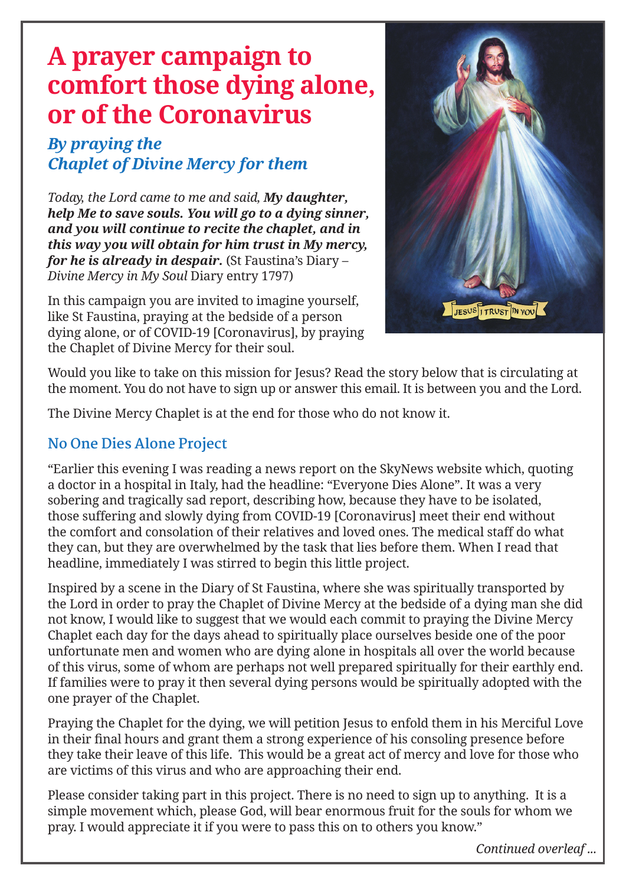# A prayer campaign to comfort those dying alone, or of the Coronavirus

## *By praying the Chaplet of Divine Mercy for them*

*Today, the Lord came to me and said,* ***My daughter, help Me to save souls. You will go to a dying sinner, and you will continue to recite the chaplet, and in this way you will obtain for him trust in My mercy, for he is already in despair.*** (St Faustina's Diary – *Divine Mercy in My Soul* Diary entry 1797)

In this campaign you are invited to imagine yourself, like St Faustina, praying at the bedside of a person dying alone, or of COVID-19 [Coronavirus], by praying the Chaplet of Divine Mercy for their soul.

Would you like to take on this mission for Jesus? Read the story below that is circulating at the moment. You do not have to sign up or answer this email. It is between you and the Lord.

The Divine Mercy Chaplet is at the end for those who do not know it.

### No One Dies Alone Project

"Earlier this evening I was reading a news report on the SkyNews website which, quoting a doctor in a hospital in Italy, had the headline: "Everyone Dies Alone". It was a very sobering and tragically sad report, describing how, because they have to be isolated, those suffering and slowly dying from COVID-19 [Coronavirus] meet their end without the comfort and consolation of their relatives and loved ones. The medical staff do what they can, but they are overwhelmed by the task that lies before them. When I read that headline, immediately I was stirred to begin this little project.

Inspired by a scene in the Diary of St Faustina, where she was spiritually transported by the Lord in order to pray the Chaplet of Divine Mercy at the bedside of a dying man she did not know, I would like to suggest that we would each commit to praying the Divine Mercy Chaplet each day for the days ahead to spiritually place ourselves beside one of the poor unfortunate men and women who are dying alone in hospitals all over the world because of this virus, some of whom are perhaps not well prepared spiritually for their earthly end. If families were to pray it then several dying persons would be spiritually adopted with the one prayer of the Chaplet.

Praying the Chaplet for the dying, we will petition Jesus to enfold them in his Merciful Love in their final hours and grant them a strong experience of his consoling presence before they take their leave of this life. This would be a great act of mercy and love for those who are victims of this virus and who are approaching their end.

Please consider taking part in this project. There is no need to sign up to anything. It is a simple movement which, please God, will bear enormous fruit for the souls for whom we pray. I would appreciate it if you were to pass this on to others you know."

*Continued overleaf ...*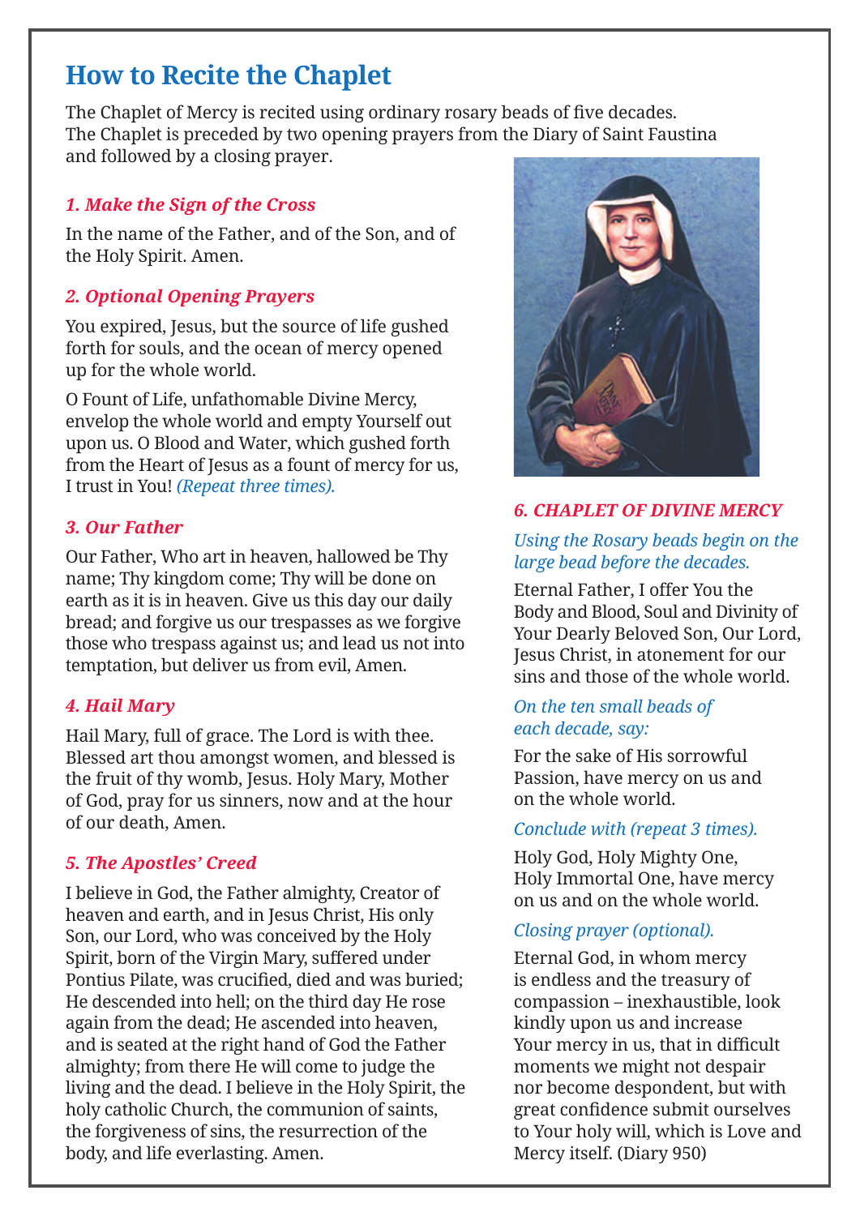## How to Recite the Chaplet

The Chaplet of Mercy is recited using ordinary rosary beads of five decades. The Chaplet is preceded by two opening prayers from the Diary of Saint Faustina and followed by a closing prayer.

### *1. Make the Sign of the Cross*

In the name of the Father, and of the Son, and of the Holy Spirit. Amen.

### *2. Optional Opening Prayers*

You expired, Jesus, but the source of life gushed forth for souls, and the ocean of mercy opened up for the whole world.

O Fount of Life, unfathomable Divine Mercy, envelop the whole world and empty Yourself out upon us. O Blood and Water, which gushed forth from the Heart of Jesus as a fount of mercy for us, I trust in You! *(Repeat three times).*

### *3. Our Father*

Our Father, Who art in heaven, hallowed be Thy name; Thy kingdom come; Thy will be done on earth as it is in heaven. Give us this day our daily bread; and forgive us our trespasses as we forgive those who trespass against us; and lead us not into temptation, but deliver us from evil, Amen.

### *4. Hail Mary*

Hail Mary, full of grace. The Lord is with thee. Blessed art thou amongst women, and blessed is the fruit of thy womb, Jesus. Holy Mary, Mother of God, pray for us sinners, now and at the hour of our death, Amen.

### *5. The Apostles' Creed*

I believe in God, the Father almighty, Creator of heaven and earth, and in Jesus Christ, His only Son, our Lord, who was conceived by the Holy Spirit, born of the Virgin Mary, suffered under Pontius Pilate, was crucified, died and was buried; He descended into hell; on the third day He rose again from the dead; He ascended into heaven, and is seated at the right hand of God the Father almighty; from there He will come to judge the living and the dead. I believe in the Holy Spirit, the holy catholic Church, the communion of saints, the forgiveness of sins, the resurrection of the body, and life everlasting. Amen.

### *6. CHAPLET OF DIVINE MERCY*

*Using the Rosary beads begin on the large bead before the decades.*

Eternal Father, I offer You the Body and Blood, Soul and Divinity of Your Dearly Beloved Son, Our Lord, Jesus Christ, in atonement for our sins and those of the whole world.

*On the ten small beads of each decade, say:*

For the sake of His sorrowful Passion, have mercy on us and on the whole world.

*Conclude with (repeat 3 times).*

Holy God, Holy Mighty One, Holy Immortal One, have mercy on us and on the whole world.

*Closing prayer (optional).*

Eternal God, in whom mercy is endless and the treasury of compassion – inexhaustible, look kindly upon us and increase Your mercy in us, that in difficult moments we might not despair nor become despondent, but with great confidence submit ourselves to Your holy will, which is Love and Mercy itself. (Diary 950)